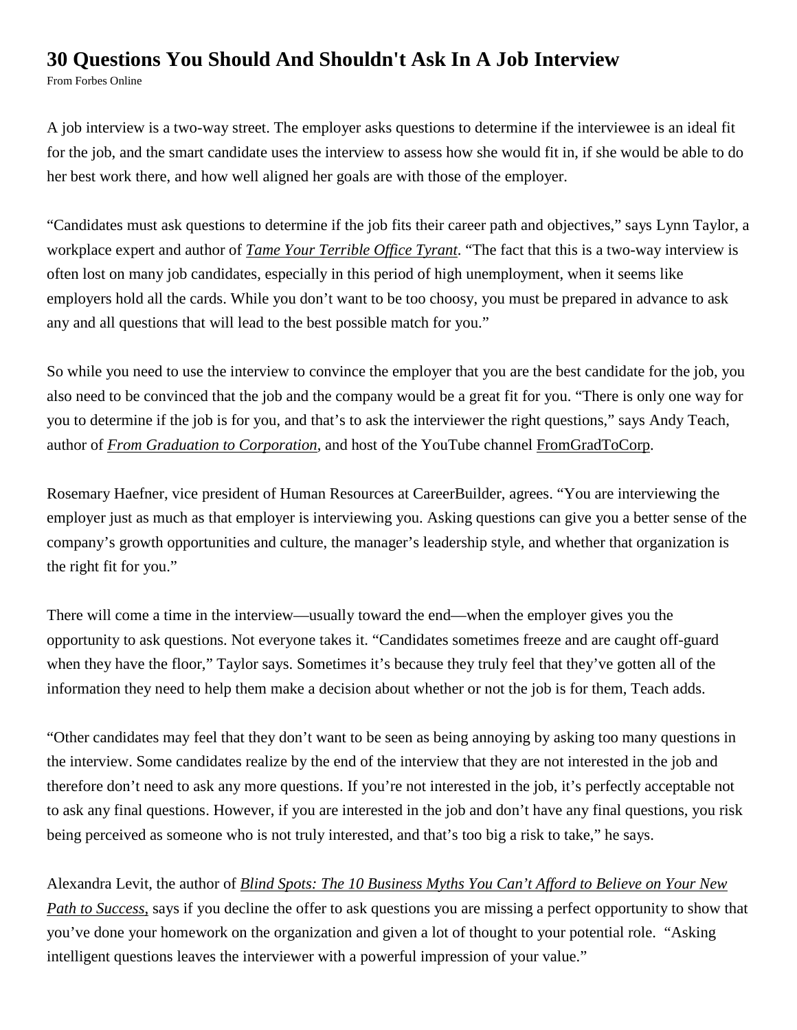# 30 Questions You Should And Shouldn't Ask In A Job Interview

From Forbes Online

A job interview is a two-way street. The employer asks questions to determine if the interviewee is an ideal fit for the job, and the smart candidate uses the interview to assess how she would fit in, if she would be able to do her best work there, and how well aligned her goals are with those of the employer.

"Candidates must ask questions to determine if the job fits their career path and objectives," says Lynn Taylor, a workplace expert and author of *Tame Your Terrible Office Tyrant*. "The fact that this is a two-way interview is often lost on many job candidates, especially in this period of high unemployment, when it seems like employers hold all the cards. While you don't want to be too choosy, you must be prepared in advance to ask any and all questions that will lead to the best possible match for you."

So while you need to use the interview to convince the employer that you are the best candidate for the job, you also need to be convinced that the job and the company would be a great fit for you. "There is only one way for you to determine if the job is for you, and that's to ask the interviewer the right questions," says Andy Teach, author of *From Graduation to Corporation*, and host of the YouTube channel FromGradToCorp.

Rosemary Haefner, vice president of Human Resources at CareerBuilder, agrees. "You are interviewing the employer just as much as that employer is interviewing you. Asking questions can give you a better sense of the company's growth opportunities and culture, the manager's leadership style, and whether that organization is the right fit for you."

There will come a time in the interview—usually toward the end—when the employer gives you the opportunity to ask questions. Not everyone takes it. "Candidates sometimes freeze and are caught off-guard when they have the floor," Taylor says. Sometimes it's because they truly feel that they've gotten all of the information they need to help them make a decision about whether or not the job is for them, Teach adds.

"Other candidates may feel that they don't want to be seen as being annoying by asking too many questions in the interview. Some candidates realize by the end of the interview that they are not interested in the job and therefore don't need to ask any more questions. If you're not interested in the job, it's perfectly acceptable not to ask any final questions. However, if you are interested in the job and don't have any final questions, you risk being perceived as someone who is not truly interested, and that's too big a risk to take," he says.

Alexandra Levit, the author of *Blind Spots: The 10 Business Myths You Can't Afford to Believe on Your New Path to Success*, says if you decline the offer to ask questions you are missing a perfect opportunity to show that you've done your homework on the organization and given a lot of thought to your potential role. "Asking intelligent questions leaves the interviewer with a powerful impression of your value."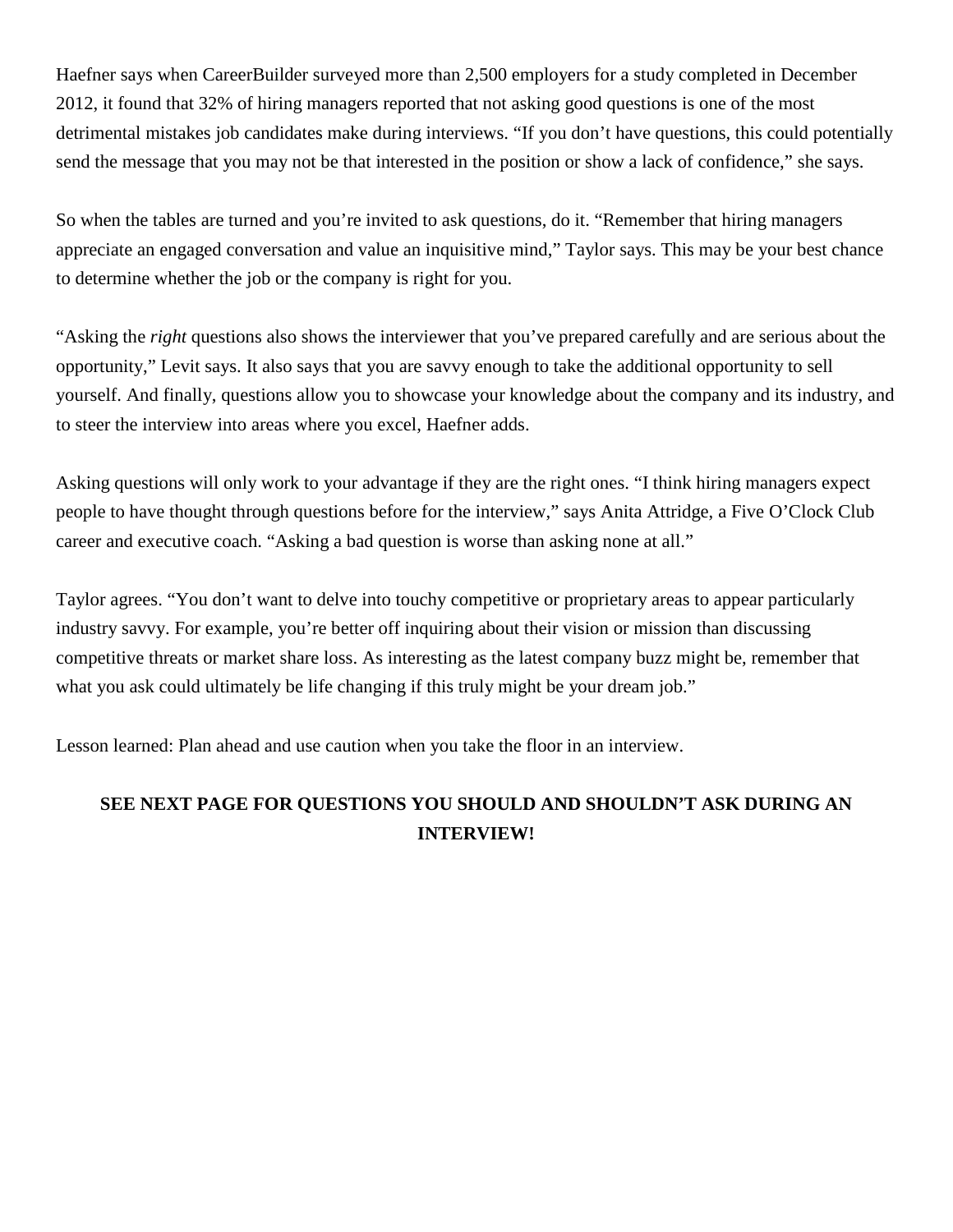Haefner says when CareerBuilder surveyed more than 2,500 employers for a study completed in December 2012, it found that 32% of hiring managers reported that not asking good questions is one of the most detrimental mistakes job candidates make during interviews. “If you don’t have questions, this could potentially send the message that you may not be that interested in the position or show a lack of confidence,” she says.

So when the tables are turned and you’re invited to ask questions, do it. “Remember that hiring managers appreciate an engaged conversation and value an inquisitive mind,” Taylor says. This may be your best chance to determine whether the job or the company is right for you.

“Asking the *right* questions also shows the interviewer that you’ve prepared carefully and are serious about the opportunity,” Levit says. It also says that you are savvy enough to take the additional opportunity to sell yourself. And finally, questions allow you to showcase your knowledge about the company and its industry, and to steer the interview into areas where you excel, Haefner adds.

Asking questions will only work to your advantage if they are the right ones. “I think hiring managers expect people to have thought through questions before for the interview,” says Anita Attridge, a Five O’Clock Club career and executive coach. “Asking a bad question is worse than asking none at all.”

Taylor agrees. “You don’t want to delve into touchy competitive or proprietary areas to appear particularly industry savvy. For example, you’re better off inquiring about their vision or mission than discussing competitive threats or market share loss. As interesting as the latest company buzz might be, remember that what you ask could ultimately be life changing if this truly might be your dream job.”

Lesson learned: Plan ahead and use caution when you take the floor in an interview.

**SEE NEXT PAGE FOR QUESTIONS YOU SHOULD AND SHOULDN’T ASK DURING AN INTERVIEW!**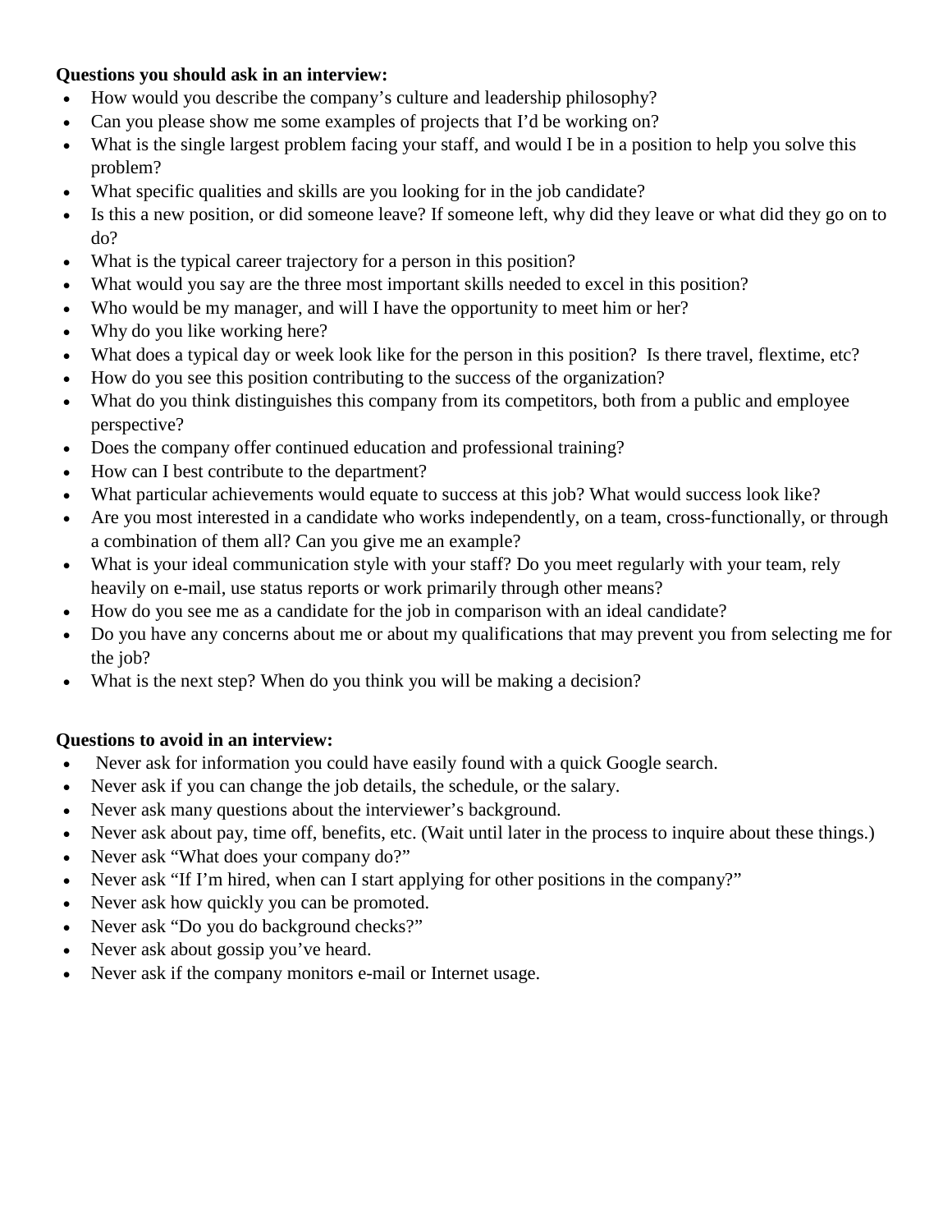**Questions you should ask in an interview:**

- How would you describe the company's culture and leadership philosophy?
- Can you please show me some examples of projects that I'd be working on?
- What is the single largest problem facing your staff, and would I be in a position to help you solve this problem?
- What specific qualities and skills are you looking for in the job candidate?
- Is this a new position, or did someone leave? If someone left, why did they leave or what did they go on to do?
- What is the typical career trajectory for a person in this position?
- What would you say are the three most important skills needed to excel in this position?
- Who would be my manager, and will I have the opportunity to meet him or her?
- Why do you like working here?
- What does a typical day or week look like for the person in this position? Is there travel, flextime, etc?
- How do you see this position contributing to the success of the organization?
- What do you think distinguishes this company from its competitors, both from a public and employee perspective?
- Does the company offer continued education and professional training?
- How can I best contribute to the department?
- What particular achievements would equate to success at this job? What would success look like?
- Are you most interested in a candidate who works independently, on a team, cross-functionally, or through a combination of them all? Can you give me an example?
- What is your ideal communication style with your staff? Do you meet regularly with your team, rely heavily on e-mail, use status reports or work primarily through other means?
- How do you see me as a candidate for the job in comparison with an ideal candidate?
- Do you have any concerns about me or about my qualifications that may prevent you from selecting me for the job?
- What is the next step? When do you think you will be making a decision?

**Questions to avoid in an interview:**

- Never ask for information you could have easily found with a quick Google search.
- Never ask if you can change the job details, the schedule, or the salary.
- Never ask many questions about the interviewer's background.
- Never ask about pay, time off, benefits, etc. (Wait until later in the process to inquire about these things.)
- Never ask "What does your company do?"
- Never ask "If I'm hired, when can I start applying for other positions in the company?"
- Never ask how quickly you can be promoted.
- Never ask "Do you do background checks?"
- Never ask about gossip you've heard.
- Never ask if the company monitors e-mail or Internet usage.